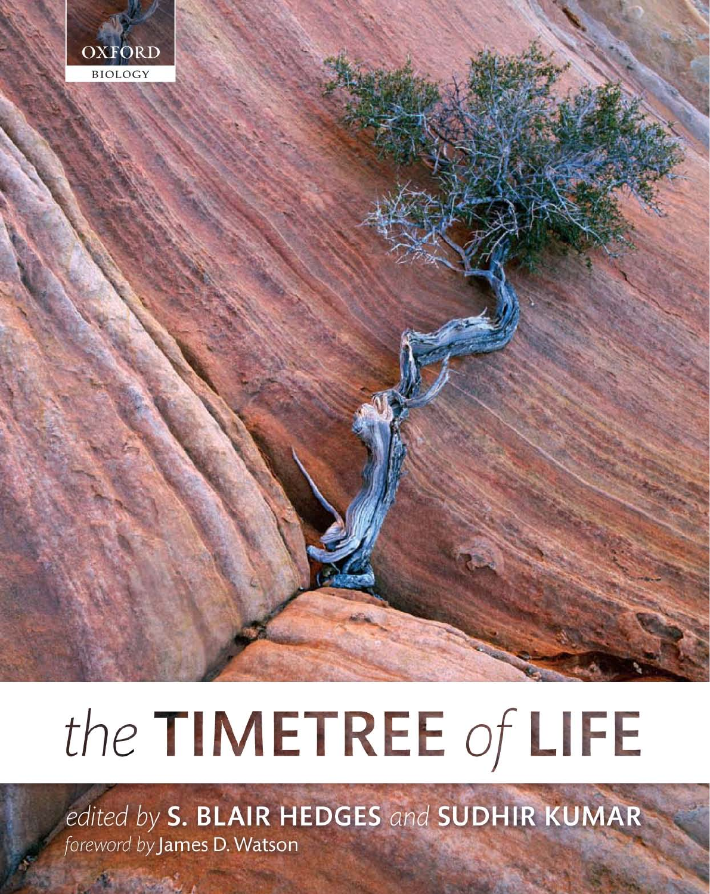OXFORD

BIOLOGY

# the TIMETREE of LIFE

*edited by* **S. BLAIR HEDGES** *and* **SUDHIR KUMAR**

*foreword by* James D. Watson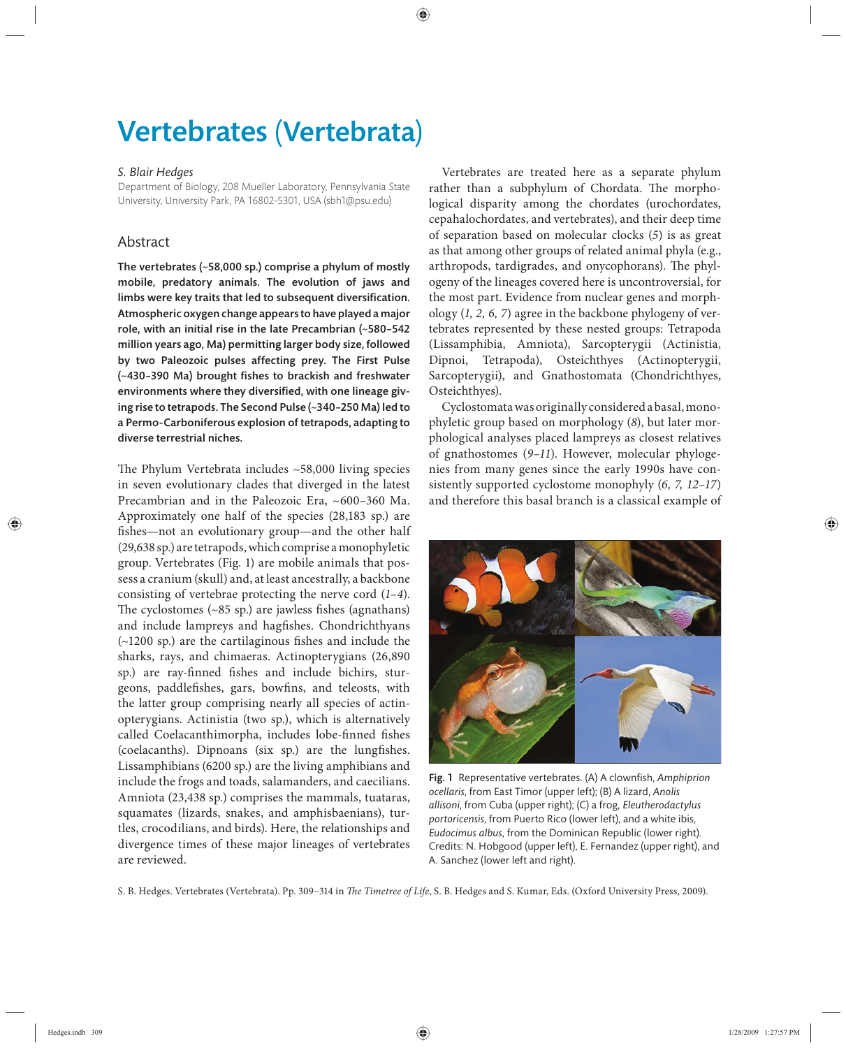# Vertebrates (Vertebrata)

*S. Blair Hedges*

Department of Biology, 208 Mueller Laboratory, Pennsylvania State University, University Park, PA 16802-5301, USA (sbh1@psu.edu)

## Abstract

**The vertebrates (~58,000 sp.) comprise a phylum of mostly mobile, predatory animals. The evolution of jaws and limbs were key traits that led to subsequent diversification. Atmospheric oxygen change appears to have played a major role, with an initial rise in the late Precambrian (~580–542 million years ago, Ma) permitting larger body size, followed by two Paleozoic pulses affecting prey. The First Pulse (~430–390 Ma) brought fishes to brackish and freshwater environments where they diversified, with one lineage giving rise to tetrapods. The Second Pulse (~340–250 Ma) led to a Permo-Carboniferous explosion of tetrapods, adapting to diverse terrestrial niches.**

The Phylum Vertebrata includes ~58,000 living species in seven evolutionary clades that diverged in the latest Precambrian and in the Paleozoic Era, ~600–360 Ma. Approximately one half of the species (28,183 sp.) are fishes—not an evolutionary group—and the other half (29,638 sp.) are tetrapods, which comprise a monophyletic group. Vertebrates (Fig. 1) are mobile animals that possess a cranium (skull) and, at least ancestrally, a backbone consisting of vertebrae protecting the nerve cord (*1–4*). The cyclostomes (~85 sp.) are jawless fishes (agnathans) and include lampreys and hagfishes. Chondrichthyans (~1200 sp.) are the cartilaginous fishes and include the sharks, rays, and chimaeras. Actinopterygians (26,890 sp.) are ray-finned fishes and include bichirs, sturgeons, paddlefishes, gars, bowfins, and teleosts, with the latter group comprising nearly all species of actinopterygians. Actinistia (two sp.), which is alternatively called Coelacanthimorpha, includes lobe-finned fishes (coelacanths). Dipnoans (six sp.) are the lungfishes. Lissamphibians (6200 sp.) are the living amphibians and include the frogs and toads, salamanders, and caecilians. Amniota (23,438 sp.) comprises the mammals, tuataras, squamates (lizards, snakes, and amphisbaenians), turtles, crocodilians, and birds). Here, the relationships and divergence times of these major lineages of vertebrates are reviewed.

Vertebrates are treated here as a separate phylum rather than a subphylum of Chordata. The morphological disparity among the chordates (urochordates, cepahalochordates, and vertebrates), and their deep time of separation based on molecular clocks (*5*) is as great as that among other groups of related animal phyla (e.g., arthropods, tardigrades, and onycophorans). The phylogeny of the lineages covered here is uncontroversial, for the most part. Evidence from nuclear genes and morphology (*1, 2, 6, 7*) agree in the backbone phylogeny of vertebrates represented by these nested groups: Tetrapoda (Lissamphibia, Amniota), Sarcopterygii (Actinistia, Dipnoi, Tetrapoda), Osteichthyes (Actinopterygii, Sarcopterygii), and Gnathostomata (Chondrichthyes, Osteichthyes).

Cyclostomata was originally considered a basal, monophyletic group based on morphology (*8*), but later morphological analyses placed lampreys as closest relatives of gnathostomes (*9–11*). However, molecular phylogenies from many genes since the early 1990s have consistently supported cyclostome monophyly (*6, 7, 12–17*) and therefore this basal branch is a classical example of

**Fig. 1** Representative vertebrates. (A) A clownfish, *Amphiprion ocellaris*, from East Timor (upper left); (B) A lizard, *Anolis allisoni*, from Cuba (upper right); (C) a frog, *Eleutherodactylus portoricensis*, from Puerto Rico (lower left), and a white ibis, *Eudocimus albus*, from the Dominican Republic (lower right). Credits: N. Hobgood (upper left), E. Fernandez (upper right), and A. Sanchez (lower left and right).

S. B. Hedges. Vertebrates (Vertebrata). Pp. 309–314 in *The Timetree of Life*, S. B. Hedges and S. Kumar, Eds. (Oxford University Press, 2009).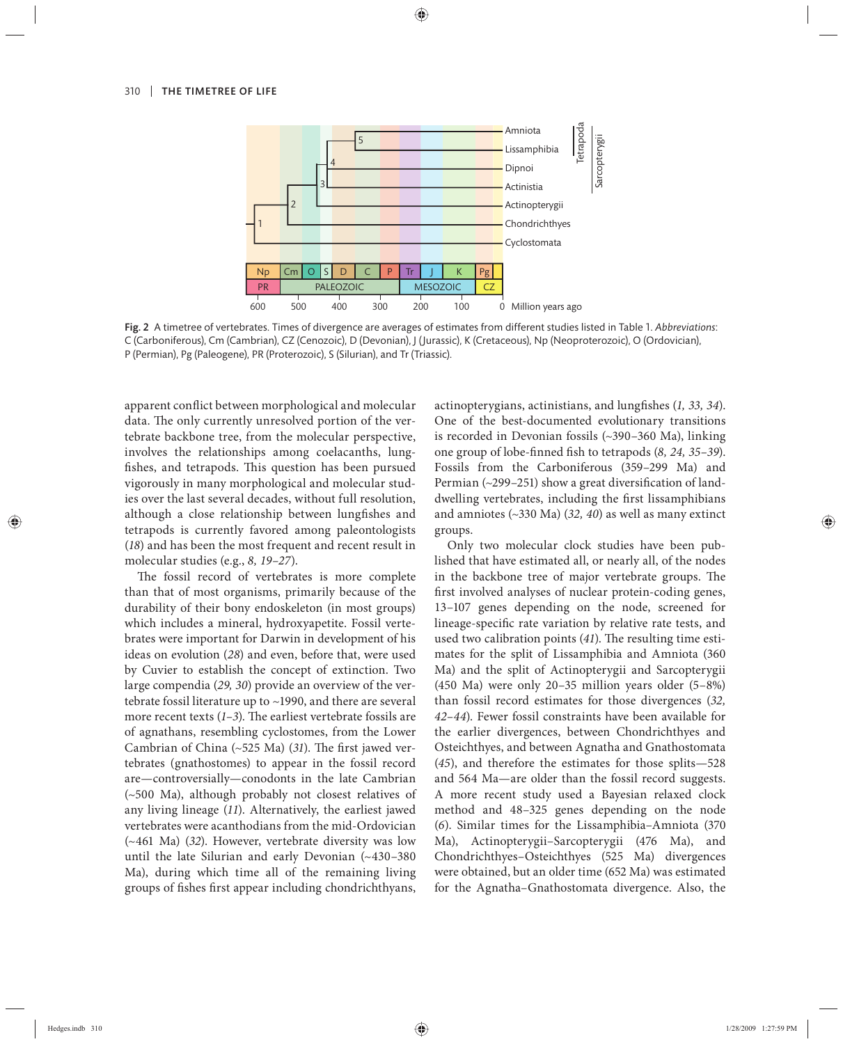Fig. 2 A timetree of vertebrates. Times of divergence are averages of estimates from different studies listed in Table 1. *Abbreviations*: C (Carboniferous), Cm (Cambrian), CZ (Cenozoic), D (Devonian), J (Jurassic), K (Cretaceous), Np (Neoproterozoic), O (Ordovician), P (Permian), Pg (Paleogene), PR (Proterozoic), S (Silurian), and Tr (Triassic).

apparent conflict between morphological and molecular data. The only currently unresolved portion of the vertebrate backbone tree, from the molecular perspective, involves the relationships among coelacanths, lungfishes, and tetrapods. This question has been pursued vigorously in many morphological and molecular studies over the last several decades, without full resolution, although a close relationship between lungfishes and tetrapods is currently favored among paleontologists (*18*) and has been the most frequent and recent result in molecular studies (e.g., *8, 19–27*).

The fossil record of vertebrates is more complete than that of most organisms, primarily because of the durability of their bony endoskeleton (in most groups) which includes a mineral, hydroxyapetite. Fossil vertebrates were important for Darwin in development of his ideas on evolution (*28*) and even, before that, were used by Cuvier to establish the concept of extinction. Two large compendia (*29, 30*) provide an overview of the vertebrate fossil literature up to ~1990, and there are several more recent texts (*1–3*). The earliest vertebrate fossils are of agnathans, resembling cyclostomes, from the Lower Cambrian of China (~525 Ma) (*31*). The first jawed vertebrates (gnathostomes) to appear in the fossil record are—controversially—conodonts in the late Cambrian (~500 Ma), although probably not closest relatives of any living lineage (*11*). Alternatively, the earliest jawed vertebrates were acanthodians from the mid-Ordovician (~461 Ma) (*32*). However, vertebrate diversity was low until the late Silurian and early Devonian (~430–380 Ma), during which time all of the remaining living groups of fishes first appear including chondrichthyans, actinopterygians, actinistians, and lungfishes (*1, 33, 34*). One of the best-documented evolutionary transitions is recorded in Devonian fossils (~390–360 Ma), linking one group of lobe-finned fish to tetrapods (*8, 24, 35–39*). Fossils from the Carboniferous (359–299 Ma) and Permian (~299–251) show a great diversification of land-dwelling vertebrates, including the first lissamphibians and amniotes (~330 Ma) (*32, 40*) as well as many extinct groups.

Only two molecular clock studies have been published that have estimated all, or nearly all, of the nodes in the backbone tree of major vertebrate groups. The first involved analyses of nuclear protein-coding genes, 13–107 genes depending on the node, screened for lineage-specific rate variation by relative rate tests, and used two calibration points (*41*). The resulting time estimates for the split of Lissamphibia and Amniota (360 Ma) and the split of Actinopterygii and Sarcopterygii (450 Ma) were only 20–35 million years older (5–8%) than fossil record estimates for those divergences (*32, 42–44*). Fewer fossil constraints have been available for the earlier divergences, between Chondrichthyes and Osteichthyes, and between Agnatha and Gnathostomata (*45*), and therefore the estimates for those splits—528 and 564 Ma—are older than the fossil record suggests. A more recent study used a Bayesian relaxed clock method and 48–325 genes depending on the node (*6*). Similar times for the Lissamphibia–Amniota (370 Ma), Actinopterygii–Sarcopterygii (476 Ma), and Chondrichthyes–Osteichthyes (525 Ma) divergences were obtained, but an older time (652 Ma) was estimated for the Agnatha–Gnathostomata divergence. Also, the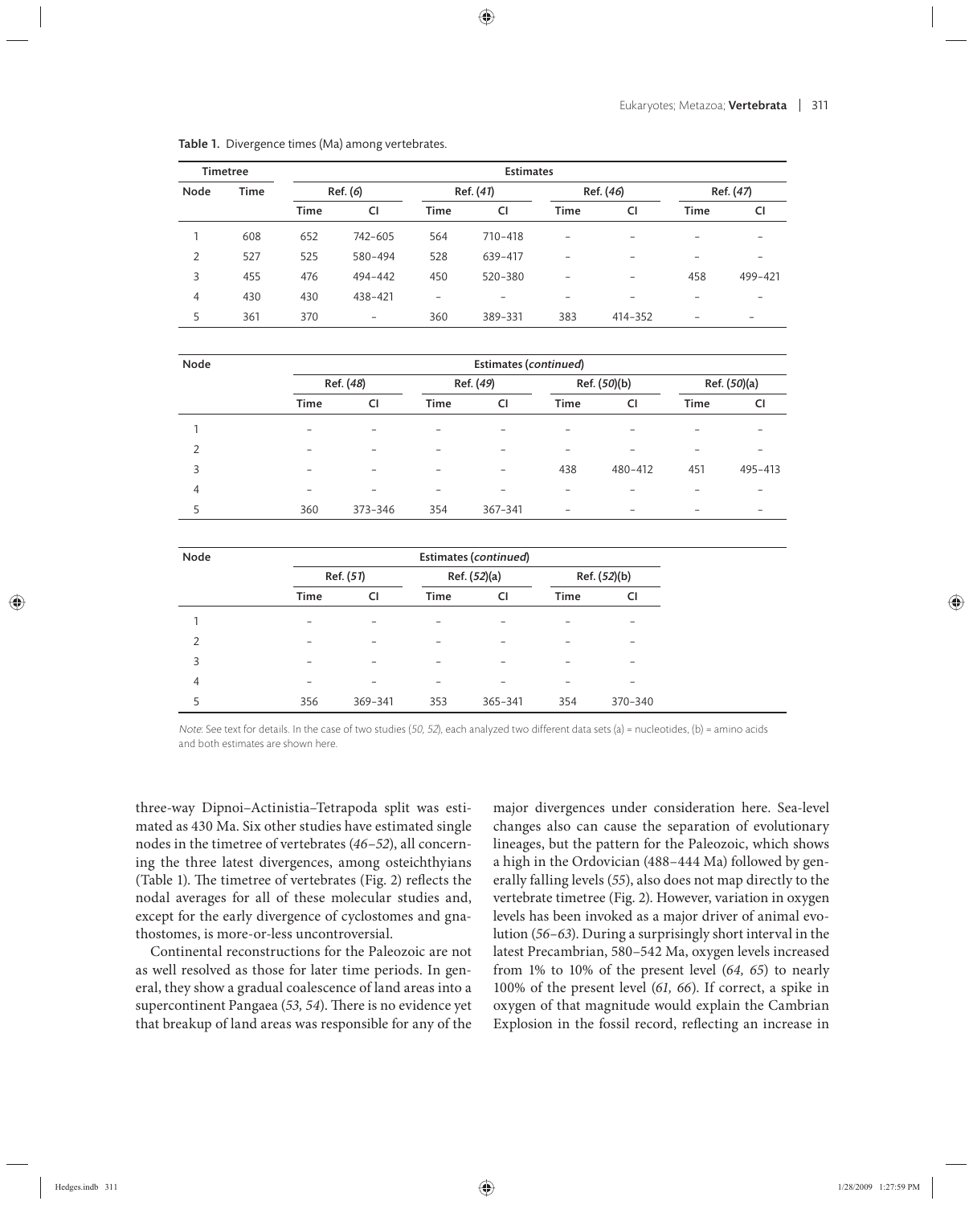**Table 1.** Divergence times (Ma) among vertebrates.

| Timetree | | Estimates | | | | | | | |
|---|---|---|---|---|---|---|---|---|---|
| Node | Time | Ref. (*6*) | | Ref. (*41*) | | Ref. (*46*) | | Ref. (*47*) | |
| | | Time | CI | Time | CI | Time | CI | Time | CI |
| 1 | 608 | 652 | 742–605 | 564 | 710–418 | – | – | – | – |
| 2 | 527 | 525 | 580–494 | 528 | 639–417 | – | – | – | – |
| 3 | 455 | 476 | 494–442 | 450 | 520–380 | – | – | 458 | 499–421 |
| 4 | 430 | 430 | 438–421 | – | – | – | – | – | – |
| 5 | 361 | 370 | – | 360 | 389–331 | 383 | 414–352 | – | – |

| Node | Estimates (*continued*) | | | | | | | |
|---|---|---|---|---|---|---|---|---|
| | Ref. (*48*) | | Ref. (*49*) | | Ref. (*50*)(b) | | Ref. (*50*)(a) | |
| | Time | CI | Time | CI | Time | CI | Time | CI |
| 1 | – | – | – | – | – | – | – | – |
| 2 | – | – | – | – | – | – | – | – |
| 3 | – | – | – | – | 438 | 480–412 | 451 | 495–413 |
| 4 | – | – | – | – | – | – | – | – |
| 5 | 360 | 373–346 | 354 | 367–341 | – | – | – | – |

| Node | Estimates (*continued*) | | | | | |
|---|---|---|---|---|---|---|
| | Ref. (*51*) | | Ref. (*52*)(a) | | Ref. (*52*)(b) | |
| | Time | CI | Time | CI | Time | CI |
| 1 | – | – | – | – | – | – |
| 2 | – | – | – | – | – | – |
| 3 | – | – | – | – | – | – |
| 4 | – | – | – | – | – | – |
| 5 | 356 | 369–341 | 353 | 365–341 | 354 | 370–340 |

*Note*: See text for details. In the case of two studies (*50, 52*), each analyzed two different data sets (a) = nucleotides, (b) = amino acids and both estimates are shown here.

three-way Dipnoi–Actinistia–Tetrapoda split was estimated as 430 Ma. Six other studies have estimated single nodes in the timetree of vertebrates (*46–52*), all concerning the three latest divergences, among osteichthyians (Table 1). The timetree of vertebrates (Fig. 2) reflects the nodal averages for all of these molecular studies and, except for the early divergence of cyclostomes and gnathostomes, is more-or-less uncontroversial.

Continental reconstructions for the Paleozoic are not as well resolved as those for later time periods. In general, they show a gradual coalescence of land areas into a supercontinent Pangaea (*53, 54*). There is no evidence yet that breakup of land areas was responsible for any of the major divergences under consideration here. Sea-level changes also can cause the separation of evolutionary lineages, but the pattern for the Paleozoic, which shows a high in the Ordovician (488–444 Ma) followed by generally falling levels (*55*), also does not map directly to the vertebrate timetree (Fig. 2). However, variation in oxygen levels has been invoked as a major driver of animal evolution (*56–63*). During a surprisingly short interval in the latest Precambrian, 580–542 Ma, oxygen levels increased from 1% to 10% of the present level (*64, 65*) to nearly 100% of the present level (*61, 66*). If correct, a spike in oxygen of that magnitude would explain the Cambrian Explosion in the fossil record, reflecting an increase in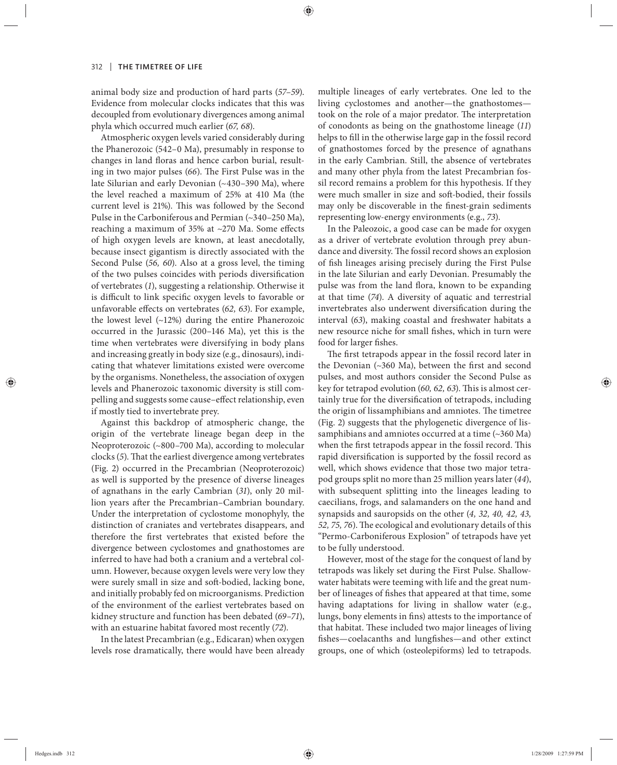animal body size and production of hard parts (*57–59*). Evidence from molecular clocks indicates that this was decoupled from evolutionary divergences among animal phyla which occurred much earlier (*67, 68*).

Atmospheric oxygen levels varied considerably during the Phanerozoic (542–0 Ma), presumably in response to changes in land floras and hence carbon burial, resulting in two major pulses (*66*). The First Pulse was in the late Silurian and early Devonian (~430–390 Ma), where the level reached a maximum of 25% at 410 Ma (the current level is 21%). This was followed by the Second Pulse in the Carboniferous and Permian (~340–250 Ma), reaching a maximum of 35% at ~270 Ma. Some effects of high oxygen levels are known, at least anecdotally, because insect gigantism is directly associated with the Second Pulse (*56, 60*). Also at a gross level, the timing of the two pulses coincides with periods diversification of vertebrates (*1*), suggesting a relationship. Otherwise it is difficult to link specific oxygen levels to favorable or unfavorable effects on vertebrates (*62, 63*). For example, the lowest level (~12%) during the entire Phanerozoic occurred in the Jurassic (200–146 Ma), yet this is the time when vertebrates were diversifying in body plans and increasing greatly in body size (e.g., dinosaurs), indicating that whatever limitations existed were overcome by the organisms. Nonetheless, the association of oxygen levels and Phanerozoic taxonomic diversity is still compelling and suggests some cause–effect relationship, even if mostly tied to invertebrate prey.

Against this backdrop of atmospheric change, the origin of the vertebrate lineage began deep in the Neoproterozoic (~800–700 Ma), according to molecular clocks (*5*). That the earliest divergence among vertebrates (Fig. 2) occurred in the Precambrian (Neoproterozoic) as well is supported by the presence of diverse lineages of agnathans in the early Cambrian (*31*), only 20 million years after the Precambrian–Cambrian boundary. Under the interpretation of cyclostome monophyly, the distinction of craniates and vertebrates disappears, and therefore the first vertebrates that existed before the divergence between cyclostomes and gnathostomes are inferred to have had both a cranium and a vertebral column. However, because oxygen levels were very low they were surely small in size and soft-bodied, lacking bone, and initially probably fed on microorganisms. Prediction of the environment of the earliest vertebrates based on kidney structure and function has been debated (*69–71*), with an estuarine habitat favored most recently (*72*).

In the latest Precambrian (e.g., Edicaran) when oxygen levels rose dramatically, there would have been already multiple lineages of early vertebrates. One led to the living cyclostomes and another—the gnathostomes—took on the role of a major predator. The interpretation of conodonts as being on the gnathostome lineage (*11*) helps to fill in the otherwise large gap in the fossil record of gnathostomes forced by the presence of agnathans in the early Cambrian. Still, the absence of vertebrates and many other phyla from the latest Precambrian fossil record remains a problem for this hypothesis. If they were much smaller in size and soft-bodied, their fossils may only be discoverable in the finest-grain sediments representing low-energy environments (e.g., *73*).

In the Paleozoic, a good case can be made for oxygen as a driver of vertebrate evolution through prey abundance and diversity. The fossil record shows an explosion of fish lineages arising precisely during the First Pulse in the late Silurian and early Devonian. Presumably the pulse was from the land flora, known to be expanding at that time (*74*). A diversity of aquatic and terrestrial invertebrates also underwent diversification during the interval (*63*), making coastal and freshwater habitats a new resource niche for small fishes, which in turn were food for larger fishes.

The first tetrapods appear in the fossil record later in the Devonian (~360 Ma), between the first and second pulses, and most authors consider the Second Pulse as key for tetrapod evolution (*60, 62, 63*). This is almost certainly true for the diversification of tetrapods, including the origin of lissamphibians and amniotes. The timetree (Fig. 2) suggests that the phylogenetic divergence of lissamphibians and amniotes occurred at a time (~360 Ma) when the first tetrapods appear in the fossil record. This rapid diversification is supported by the fossil record as well, which shows evidence that those two major tetrapod groups split no more than 25 million years later (*44*), with subsequent splitting into the lineages leading to caecilians, frogs, and salamanders on the one hand and synapsids and sauropsids on the other (*4, 32, 40, 42, 43, 52, 75, 76*). The ecological and evolutionary details of this "Permo-Carboniferous Explosion" of tetrapods have yet to be fully understood.

However, most of the stage for the conquest of land by tetrapods was likely set during the First Pulse. Shallow-water habitats were teeming with life and the great number of lineages of fishes that appeared at that time, some having adaptations for living in shallow water (e.g., lungs, bony elements in fins) attests to the importance of that habitat. These included two major lineages of living fishes—coelacanths and lungfishes—and other extinct groups, one of which (osteolepiforms) led to tetrapods.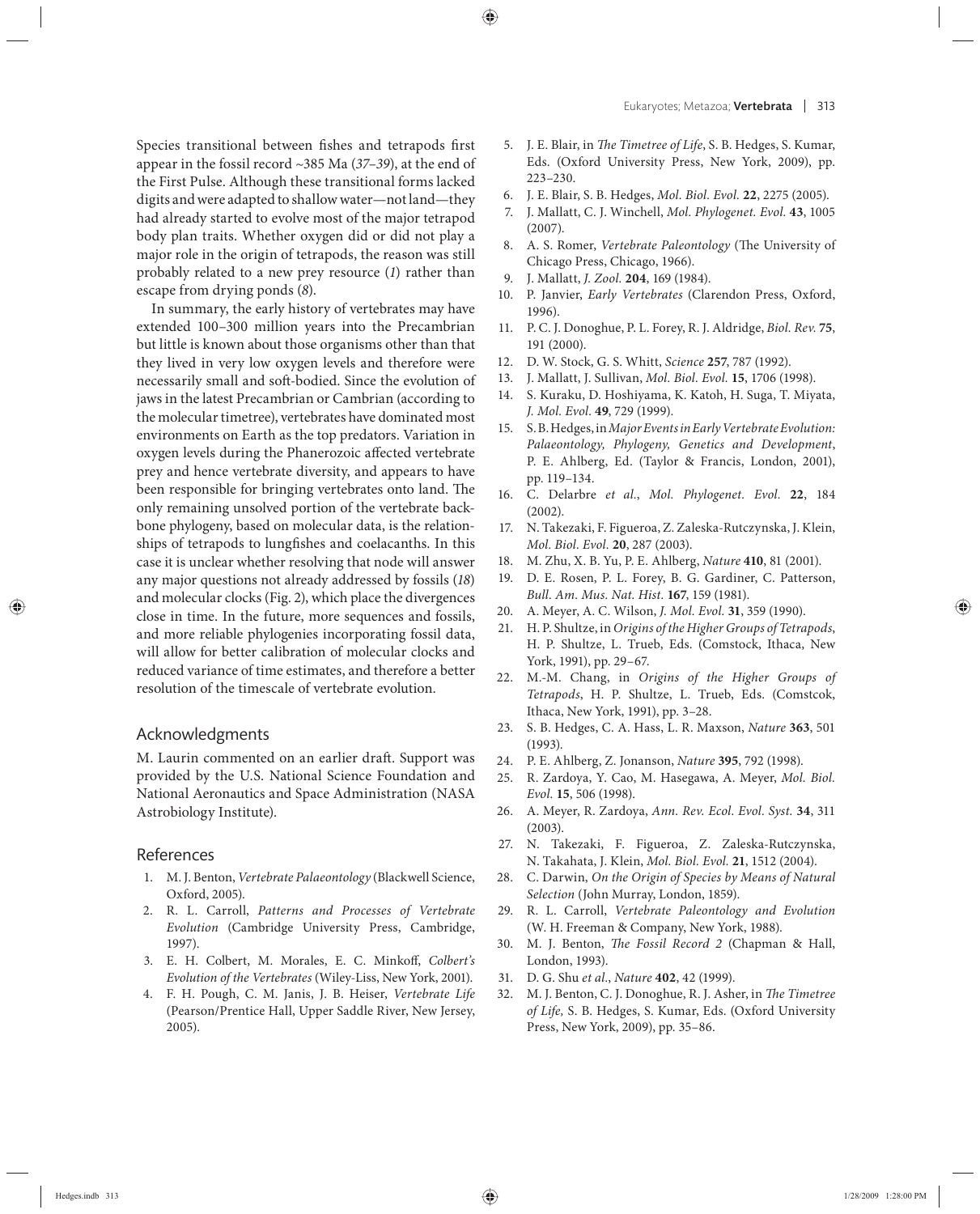Species transitional between fishes and tetrapods first appear in the fossil record ~385 Ma (*37–39*), at the end of the First Pulse. Although these transitional forms lacked digits and were adapted to shallow water—not land—they had already started to evolve most of the major tetrapod body plan traits. Whether oxygen did or did not play a major role in the origin of tetrapods, the reason was still probably related to a new prey resource (*1*) rather than escape from drying ponds (*8*).

In summary, the early history of vertebrates may have extended 100–300 million years into the Precambrian but little is known about those organisms other than that they lived in very low oxygen levels and therefore were necessarily small and soft-bodied. Since the evolution of jaws in the latest Precambrian or Cambrian (according to the molecular timetree), vertebrates have dominated most environments on Earth as the top predators. Variation in oxygen levels during the Phanerozoic affected vertebrate prey and hence vertebrate diversity, and appears to have been responsible for bringing vertebrates onto land. The only remaining unsolved portion of the vertebrate backbone phylogeny, based on molecular data, is the relationships of tetrapods to lungfishes and coelacanths. In this case it is unclear whether resolving that node will answer any major questions not already addressed by fossils (*18*) and molecular clocks (Fig. 2), which place the divergences close in time. In the future, more sequences and fossils, and more reliable phylogenies incorporating fossil data, will allow for better calibration of molecular clocks and reduced variance of time estimates, and therefore a better resolution of the timescale of vertebrate evolution.

## Acknowledgments

M. Laurin commented on an earlier draft. Support was provided by the U.S. National Science Foundation and National Aeronautics and Space Administration (NASA Astrobiology Institute).

## References

1. M. J. Benton, *Vertebrate Palaeontology* (Blackwell Science, Oxford, 2005).
2. R. L. Carroll, *Patterns and Processes of Vertebrate Evolution* (Cambridge University Press, Cambridge, 1997).
3. E. H. Colbert, M. Morales, E. C. Minkoff, *Colbert's Evolution of the Vertebrates* (Wiley-Liss, New York, 2001).
4. F. H. Pough, C. M. Janis, J. B. Heiser, *Vertebrate Life* (Pearson/Prentice Hall, Upper Saddle River, New Jersey, 2005).
5. J. E. Blair, in *The Timetree of Life*, S. B. Hedges, S. Kumar, Eds. (Oxford University Press, New York, 2009), pp. 223–230.
6. J. E. Blair, S. B. Hedges, *Mol. Biol. Evol.* **22**, 2275 (2005).
7. J. Mallatt, C. J. Winchell, *Mol. Phylogenet. Evol.* **43**, 1005 (2007).
8. A. S. Romer, *Vertebrate Paleontology* (The University of Chicago Press, Chicago, 1966).
9. J. Mallatt, *J. Zool.* **204**, 169 (1984).
10. P. Janvier, *Early Vertebrates* (Clarendon Press, Oxford, 1996).
11. P. C. J. Donoghue, P. L. Forey, R. J. Aldridge, *Biol. Rev.* **75**, 191 (2000).
12. D. W. Stock, G. S. Whitt, *Science* **257**, 787 (1992).
13. J. Mallatt, J. Sullivan, *Mol. Biol. Evol.* **15**, 1706 (1998).
14. S. Kuraku, D. Hoshiyama, K. Katoh, H. Suga, T. Miyata, *J. Mol. Evol.* **49**, 729 (1999).
15. S. B. Hedges, in *Major Events in Early Vertebrate Evolution: Palaeontology, Phylogeny, Genetics and Development*, P. E. Ahlberg, Ed. (Taylor & Francis, London, 2001), pp. 119–134.
16. C. Delarbre *et al.*, *Mol. Phylogenet. Evol.* **22**, 184 (2002).
17. N. Takezaki, F. Figueroa, Z. Zaleska-Rutczynska, J. Klein, *Mol. Biol. Evol.* **20**, 287 (2003).
18. M. Zhu, X. B. Yu, P. E. Ahlberg, *Nature* **410**, 81 (2001).
19. D. E. Rosen, P. L. Forey, B. G. Gardiner, C. Patterson, *Bull. Am. Mus. Nat. Hist.* **167**, 159 (1981).
20. A. Meyer, A. C. Wilson, *J. Mol. Evol.* **31**, 359 (1990).
21. H. P. Shultze, in *Origins of the Higher Groups of Tetrapods*, H. P. Shultze, L. Trueb, Eds. (Comstock, Ithaca, New York, 1991), pp. 29–67.
22. M.-M. Chang, in *Origins of the Higher Groups of Tetrapods*, H. P. Shultze, L. Trueb, Eds. (Comstcok, Ithaca, New York, 1991), pp. 3–28.
23. S. B. Hedges, C. A. Hass, L. R. Maxson, *Nature* **363**, 501 (1993).
24. P. E. Ahlberg, Z. Jonanson, *Nature* **395**, 792 (1998).
25. R. Zardoya, Y. Cao, M. Hasegawa, A. Meyer, *Mol. Biol. Evol.* **15**, 506 (1998).
26. A. Meyer, R. Zardoya, *Ann. Rev. Ecol. Evol. Syst.* **34**, 311 (2003).
27. N. Takezaki, F. Figueroa, Z. Zaleska-Rutczynska, N. Takahata, J. Klein, *Mol. Biol. Evol.* **21**, 1512 (2004).
28. C. Darwin, *On the Origin of Species by Means of Natural Selection* (John Murray, London, 1859).
29. R. L. Carroll, *Vertebrate Paleontology and Evolution* (W. H. Freeman & Company, New York, 1988).
30. M. J. Benton, *The Fossil Record 2* (Chapman & Hall, London, 1993).
31. D. G. Shu *et al.*, *Nature* **402**, 42 (1999).
32. M. J. Benton, C. J. Donoghue, R. J. Asher, in *The Timetree of Life,* S. B. Hedges, S. Kumar, Eds. (Oxford University Press, New York, 2009), pp. 35–86.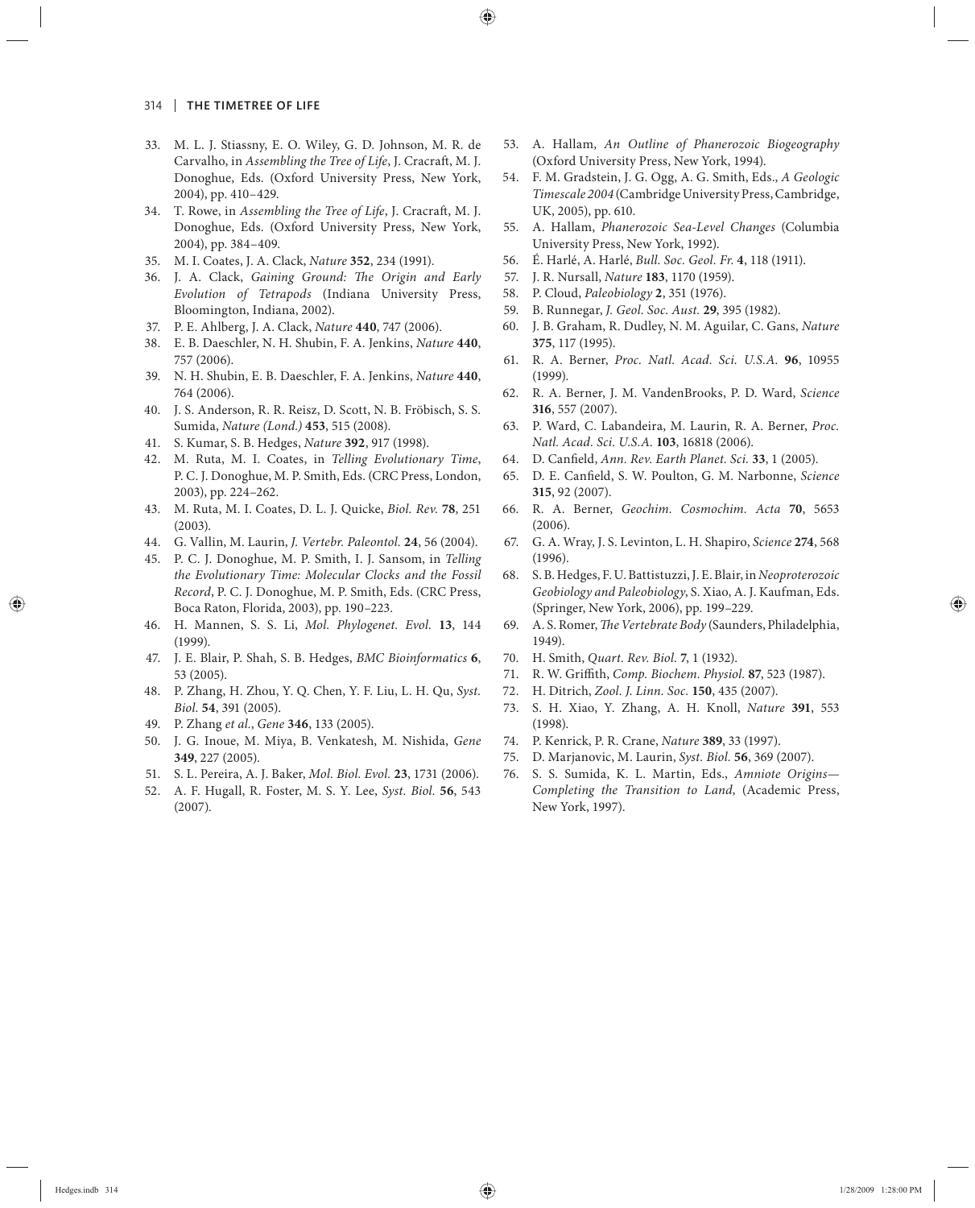33. M. L. J. Stiassny, E. O. Wiley, G. D. Johnson, M. R. de Carvalho, in *Assembling the Tree of Life*, J. Cracraft, M. J. Donoghue, Eds. (Oxford University Press, New York, 2004), pp. 410–429.
34. T. Rowe, in *Assembling the Tree of Life*, J. Cracraft, M. J. Donoghue, Eds. (Oxford University Press, New York, 2004), pp. 384–409.
35. M. I. Coates, J. A. Clack, *Nature* **352**, 234 (1991).
36. J. A. Clack, *Gaining Ground: The Origin and Early Evolution of Tetrapods* (Indiana University Press, Bloomington, Indiana, 2002).
37. P. E. Ahlberg, J. A. Clack, *Nature* **440**, 747 (2006).
38. E. B. Daeschler, N. H. Shubin, F. A. Jenkins, *Nature* **440**, 757 (2006).
39. N. H. Shubin, E. B. Daeschler, F. A. Jenkins, *Nature* **440**, 764 (2006).
40. J. S. Anderson, R. R. Reisz, D. Scott, N. B. Fröbisch, S. S. Sumida, *Nature (Lond.)* **453**, 515 (2008).
41. S. Kumar, S. B. Hedges, *Nature* **392**, 917 (1998).
42. M. Ruta, M. I. Coates, in *Telling Evolutionary Time*, P. C. J. Donoghue, M. P. Smith, Eds. (CRC Press, London, 2003), pp. 224–262.
43. M. Ruta, M. I. Coates, D. L. J. Quicke, *Biol. Rev.* **78**, 251 (2003).
44. G. Vallin, M. Laurin, *J. Vertebr. Paleontol.* **24**, 56 (2004).
45. P. C. J. Donoghue, M. P. Smith, I. J. Sansom, in *Telling the Evolutionary Time: Molecular Clocks and the Fossil Record*, P. C. J. Donoghue, M. P. Smith, Eds. (CRC Press, Boca Raton, Florida, 2003), pp. 190–223.
46. H. Mannen, S. S. Li, *Mol. Phylogenet. Evol.* **13**, 144 (1999).
47. J. E. Blair, P. Shah, S. B. Hedges, *BMC Bioinformatics* **6**, 53 (2005).
48. P. Zhang, H. Zhou, Y. Q. Chen, Y. F. Liu, L. H. Qu, *Syst. Biol.* **54**, 391 (2005).
49. P. Zhang *et al.*, *Gene* **346**, 133 (2005).
50. J. G. Inoue, M. Miya, B. Venkatesh, M. Nishida, *Gene* **349**, 227 (2005).
51. S. L. Pereira, A. J. Baker, *Mol. Biol. Evol.* **23**, 1731 (2006).
52. A. F. Hugall, R. Foster, M. S. Y. Lee, *Syst. Biol.* **56**, 543 (2007).
53. A. Hallam, *An Outline of Phanerozoic Biogeography* (Oxford University Press, New York, 1994).
54. F. M. Gradstein, J. G. Ogg, A. G. Smith, Eds., *A Geologic Timescale 2004* (Cambridge University Press, Cambridge, UK, 2005), pp. 610.
55. A. Hallam, *Phanerozoic Sea-Level Changes* (Columbia University Press, New York, 1992).
56. É. Harlé, A. Harlé, *Bull. Soc. Geol. Fr.* **4**, 118 (1911).
57. J. R. Nursall, *Nature* **183**, 1170 (1959).
58. P. Cloud, *Paleobiology* **2**, 351 (1976).
59. B. Runnegar, *J. Geol. Soc. Aust.* **29**, 395 (1982).
60. J. B. Graham, R. Dudley, N. M. Aguilar, C. Gans, *Nature* **375**, 117 (1995).
61. R. A. Berner, *Proc. Natl. Acad. Sci. U.S.A.* **96**, 10955 (1999).
62. R. A. Berner, J. M. VandenBrooks, P. D. Ward, *Science* **316**, 557 (2007).
63. P. Ward, C. Labandeira, M. Laurin, R. A. Berner, *Proc. Natl. Acad. Sci. U.S.A.* **103**, 16818 (2006).
64. D. Canfield, *Ann. Rev. Earth Planet. Sci.* **33**, 1 (2005).
65. D. E. Canfield, S. W. Poulton, G. M. Narbonne, *Science* **315**, 92 (2007).
66. R. A. Berner, *Geochim. Cosmochim. Acta* **70**, 5653 (2006).
67. G. A. Wray, J. S. Levinton, L. H. Shapiro, *Science* **274**, 568 (1996).
68. S. B. Hedges, F. U. Battistuzzi, J. E. Blair, in *Neoproterozoic Geobiology and Paleobiology*, S. Xiao, A. J. Kaufman, Eds. (Springer, New York, 2006), pp. 199–229.
69. A. S. Romer, *The Vertebrate Body* (Saunders, Philadelphia, 1949).
70. H. Smith, *Quart. Rev. Biol.* **7**, 1 (1932).
71. R. W. Griffith, *Comp. Biochem. Physiol.* **87**, 523 (1987).
72. H. Ditrich, *Zool. J. Linn. Soc.* **150**, 435 (2007).
73. S. H. Xiao, Y. Zhang, A. H. Knoll, *Nature* **391**, 553 (1998).
74. P. Kenrick, P. R. Crane, *Nature* **389**, 33 (1997).
75. D. Marjanovic, M. Laurin, *Syst. Biol.* **56**, 369 (2007).
76. S. S. Sumida, K. L. Martin, Eds., *Amniote Origins—Completing the Transition to Land*, (Academic Press, New York, 1997).